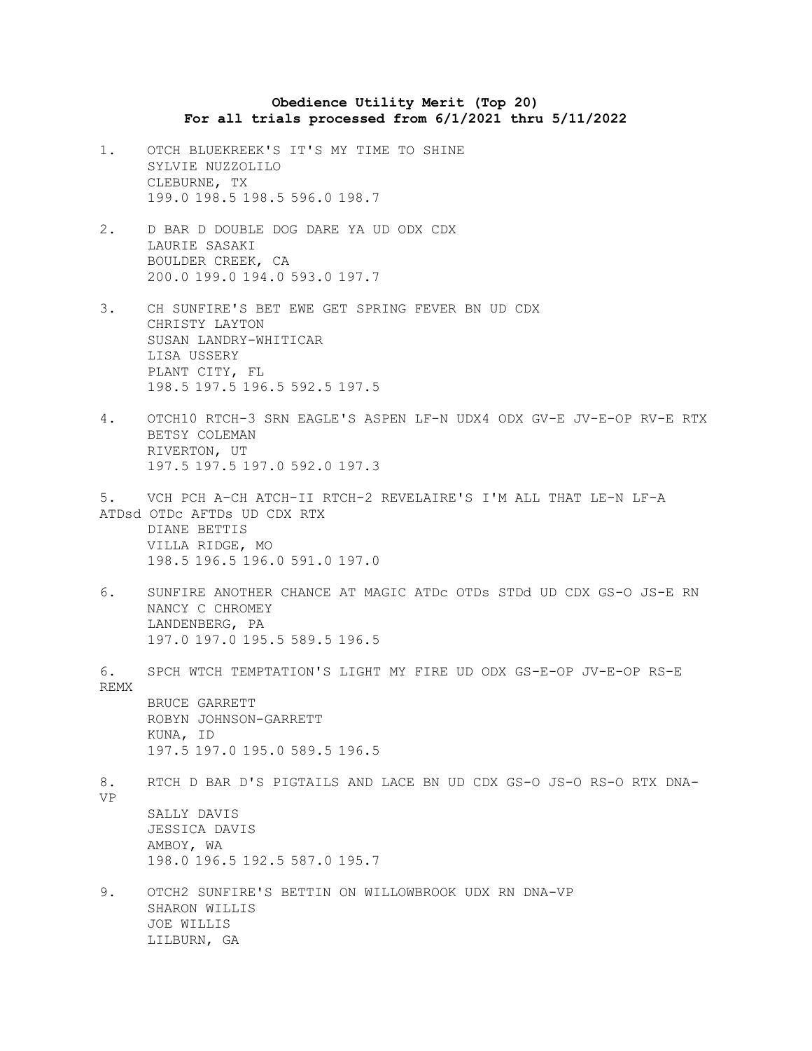**Obedience Utility Merit (Top 20)**
**For all trials processed from 6/1/2021 thru 5/11/2022**

1. OTCH BLUEKREEK'S IT'S MY TIME TO SHINE
   SYLVIE NUZZOLILO
   CLEBURNE, TX
   199.0 198.5 198.5 596.0 198.7

2. D BAR D DOUBLE DOG DARE YA UD ODX CDX
   LAURIE SASAKI
   BOULDER CREEK, CA
   200.0 199.0 194.0 593.0 197.7

3. CH SUNFIRE'S BET EWE GET SPRING FEVER BN UD CDX
   CHRISTY LAYTON
   SUSAN LANDRY-WHITICAR
   LISA USSERY
   PLANT CITY, FL
   198.5 197.5 196.5 592.5 197.5

4. OTCH10 RTCH-3 SRN EAGLE'S ASPEN LF-N UDX4 ODX GV-E JV-E-OP RV-E RTX
   BETSY COLEMAN
   RIVERTON, UT
   197.5 197.5 197.0 592.0 197.3

5. VCH PCH A-CH ATCH-II RTCH-2 REVELAIRE'S I'M ALL THAT LE-N LF-A ATDsd OTDc AFTDs UD CDX RTX
   DIANE BETTIS
   VILLA RIDGE, MO
   198.5 196.5 196.0 591.0 197.0

6. SUNFIRE ANOTHER CHANCE AT MAGIC ATDc OTDs STDd UD CDX GS-O JS-E RN
   NANCY C CHROMEY
   LANDENBERG, PA
   197.0 197.0 195.5 589.5 196.5

6. SPCH WTCH TEMPTATION'S LIGHT MY FIRE UD ODX GS-E-OP JV-E-OP RS-E REMX
   BRUCE GARRETT
   ROBYN JOHNSON-GARRETT
   KUNA, ID
   197.5 197.0 195.0 589.5 196.5

8. RTCH D BAR D'S PIGTAILS AND LACE BN UD CDX GS-O JS-O RS-O RTX DNA-VP
   SALLY DAVIS
   JESSICA DAVIS
   AMBOY, WA
   198.0 196.5 192.5 587.0 195.7

9. OTCH2 SUNFIRE'S BETTIN ON WILLOWBROOK UDX RN DNA-VP
   SHARON WILLIS
   JOE WILLIS
   LILBURN, GA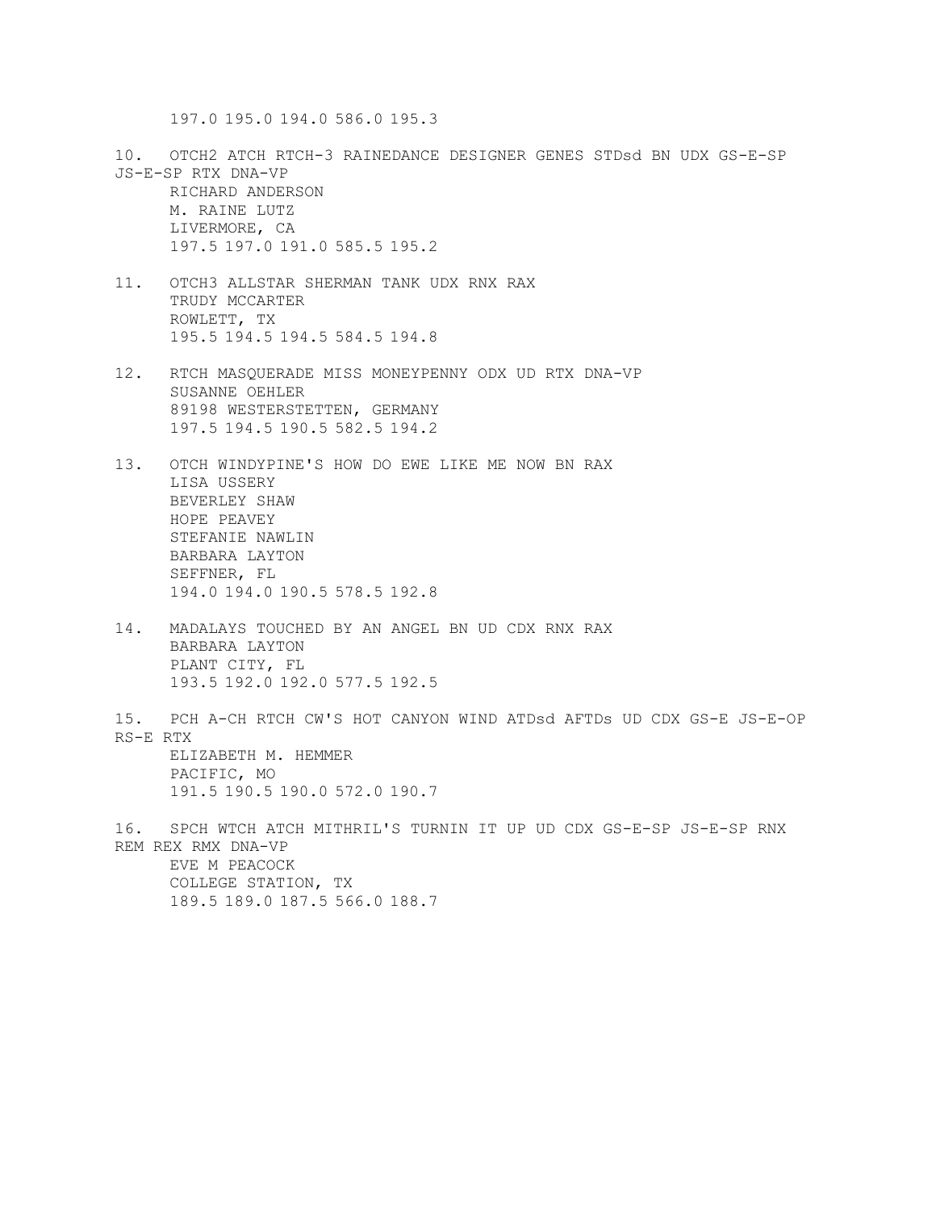197.0 195.0 194.0 586.0 195.3

10. OTCH2 ATCH RTCH-3 RAINEDANCE DESIGNER GENES STDsd BN UDX GS-E-SP JS-E-SP RTX DNA-VP
    RICHARD ANDERSON
    M. RAINE LUTZ
    LIVERMORE, CA
    197.5 197.0 191.0 585.5 195.2

11. OTCH3 ALLSTAR SHERMAN TANK UDX RNX RAX
    TRUDY MCCARTER
    ROWLETT, TX
    195.5 194.5 194.5 584.5 194.8

12. RTCH MASQUERADE MISS MONEYPENNY ODX UD RTX DNA-VP
    SUSANNE OEHLER
    89198 WESTERSTETTEN, GERMANY
    197.5 194.5 190.5 582.5 194.2

13. OTCH WINDYPINE'S HOW DO EWE LIKE ME NOW BN RAX
    LISA USSERY
    BEVERLEY SHAW
    HOPE PEAVEY
    STEFANIE NAWLIN
    BARBARA LAYTON
    SEFFNER, FL
    194.0 194.0 190.5 578.5 192.8

14. MADALAYS TOUCHED BY AN ANGEL BN UD CDX RNX RAX
    BARBARA LAYTON
    PLANT CITY, FL
    193.5 192.0 192.0 577.5 192.5

15. PCH A-CH RTCH CW'S HOT CANYON WIND ATDsd AFTDs UD CDX GS-E JS-E-OP RS-E RTX
    ELIZABETH M. HEMMER
    PACIFIC, MO
    191.5 190.5 190.0 572.0 190.7

16. SPCH WTCH ATCH MITHRIL'S TURNIN IT UP UD CDX GS-E-SP JS-E-SP RNX REM REX RMX DNA-VP
    EVE M PEACOCK
    COLLEGE STATION, TX
    189.5 189.0 187.5 566.0 188.7